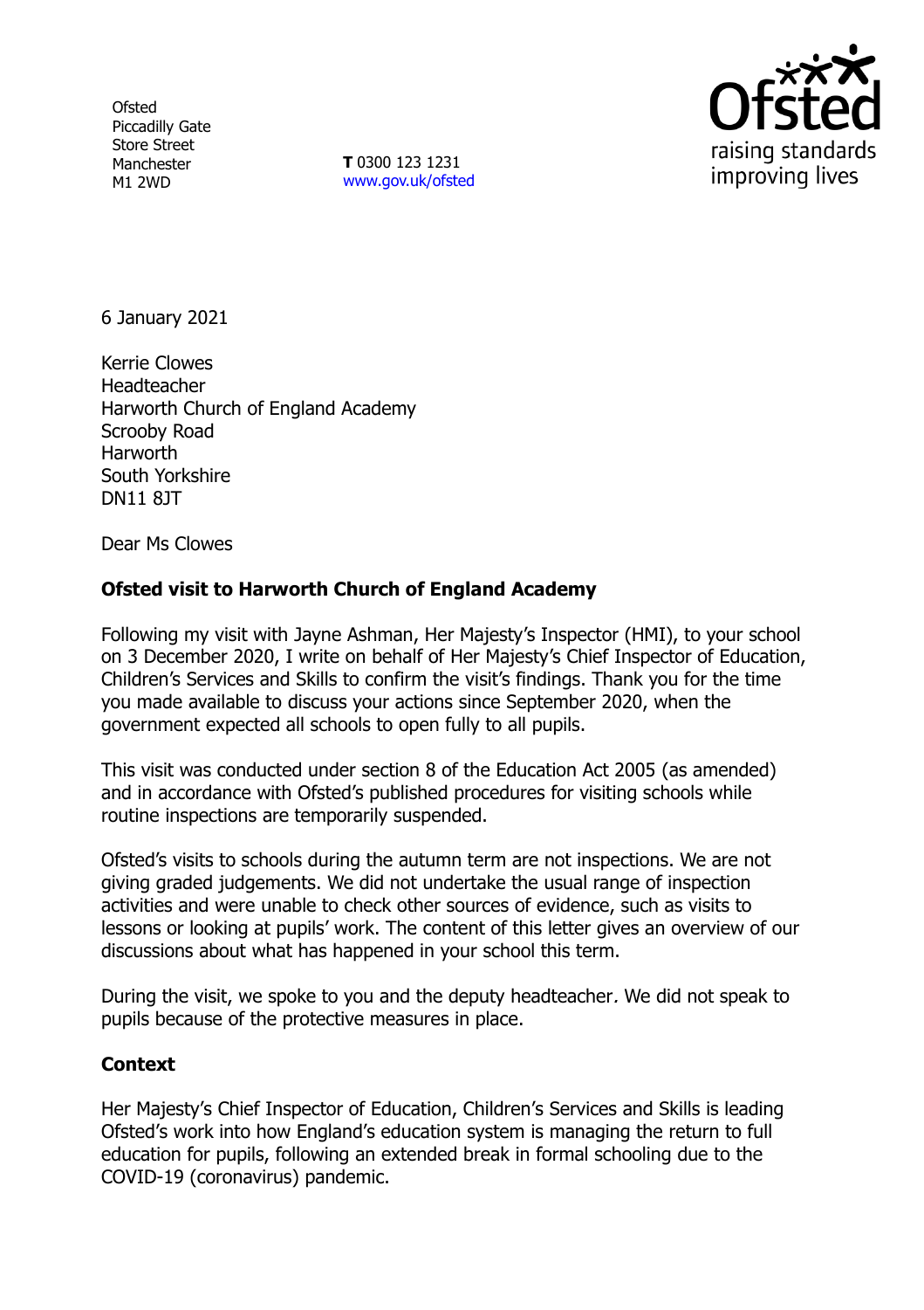Ofsted
Piccadilly Gate
Store Street
Manchester
M1 2WD

**T** 0300 123 1231
www.gov.uk/ofsted

6 January 2021

Kerrie Clowes
Headteacher
Harworth Church of England Academy
Scrooby Road
Harworth
South Yorkshire
DN11 8JT

Dear Ms Clowes

**Ofsted visit to Harworth Church of England Academy**

Following my visit with Jayne Ashman, Her Majesty's Inspector (HMI), to your school on 3 December 2020, I write on behalf of Her Majesty's Chief Inspector of Education, Children's Services and Skills to confirm the visit's findings. Thank you for the time you made available to discuss your actions since September 2020, when the government expected all schools to open fully to all pupils.

This visit was conducted under section 8 of the Education Act 2005 (as amended) and in accordance with Ofsted's published procedures for visiting schools while routine inspections are temporarily suspended.

Ofsted's visits to schools during the autumn term are not inspections. We are not giving graded judgements. We did not undertake the usual range of inspection activities and were unable to check other sources of evidence, such as visits to lessons or looking at pupils' work. The content of this letter gives an overview of our discussions about what has happened in your school this term.

During the visit, we spoke to you and the deputy headteacher. We did not speak to pupils because of the protective measures in place.

**Context**

Her Majesty's Chief Inspector of Education, Children's Services and Skills is leading Ofsted's work into how England's education system is managing the return to full education for pupils, following an extended break in formal schooling due to the COVID-19 (coronavirus) pandemic.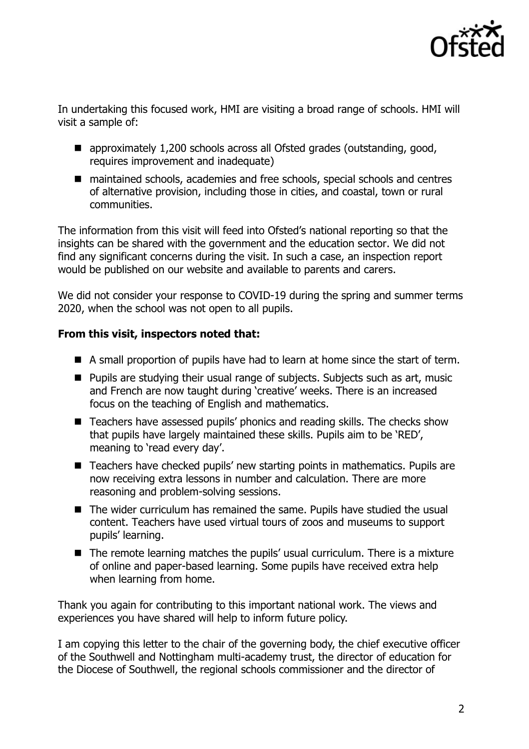In undertaking this focused work, HMI are visiting a broad range of schools. HMI will visit a sample of:

- approximately 1,200 schools across all Ofsted grades (outstanding, good, requires improvement and inadequate)
- maintained schools, academies and free schools, special schools and centres of alternative provision, including those in cities, and coastal, town or rural communities.

The information from this visit will feed into Ofsted's national reporting so that the insights can be shared with the government and the education sector. We did not find any significant concerns during the visit. In such a case, an inspection report would be published on our website and available to parents and carers.

We did not consider your response to COVID-19 during the spring and summer terms 2020, when the school was not open to all pupils.

**From this visit, inspectors noted that:**

- A small proportion of pupils have had to learn at home since the start of term.
- Pupils are studying their usual range of subjects. Subjects such as art, music and French are now taught during 'creative' weeks. There is an increased focus on the teaching of English and mathematics.
- Teachers have assessed pupils' phonics and reading skills. The checks show that pupils have largely maintained these skills. Pupils aim to be 'RED', meaning to 'read every day'.
- Teachers have checked pupils' new starting points in mathematics. Pupils are now receiving extra lessons in number and calculation. There are more reasoning and problem-solving sessions.
- The wider curriculum has remained the same. Pupils have studied the usual content. Teachers have used virtual tours of zoos and museums to support pupils' learning.
- The remote learning matches the pupils' usual curriculum. There is a mixture of online and paper-based learning. Some pupils have received extra help when learning from home.

Thank you again for contributing to this important national work. The views and experiences you have shared will help to inform future policy.

I am copying this letter to the chair of the governing body, the chief executive officer of the Southwell and Nottingham multi-academy trust, the director of education for the Diocese of Southwell, the regional schools commissioner and the director of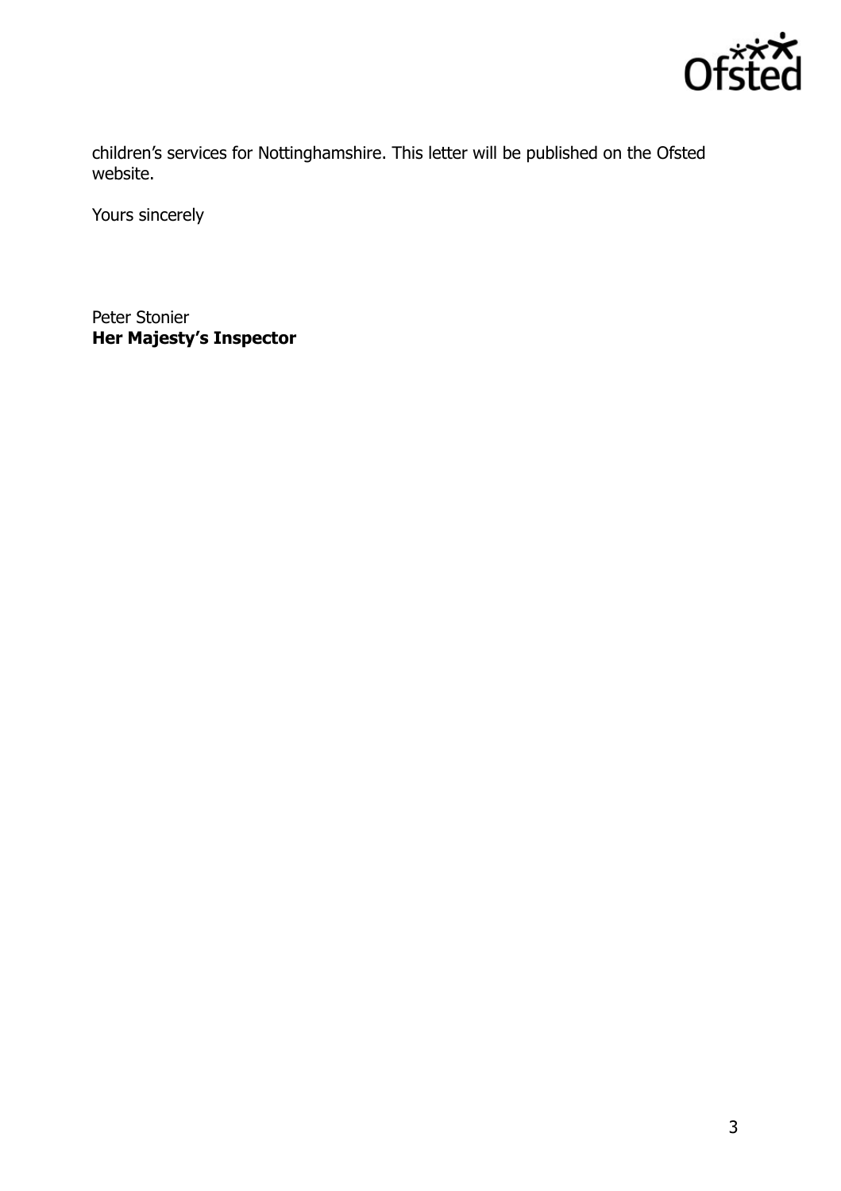children's services for Nottinghamshire. This letter will be published on the Ofsted website.

Yours sincerely

Peter Stonier
**Her Majesty's Inspector**